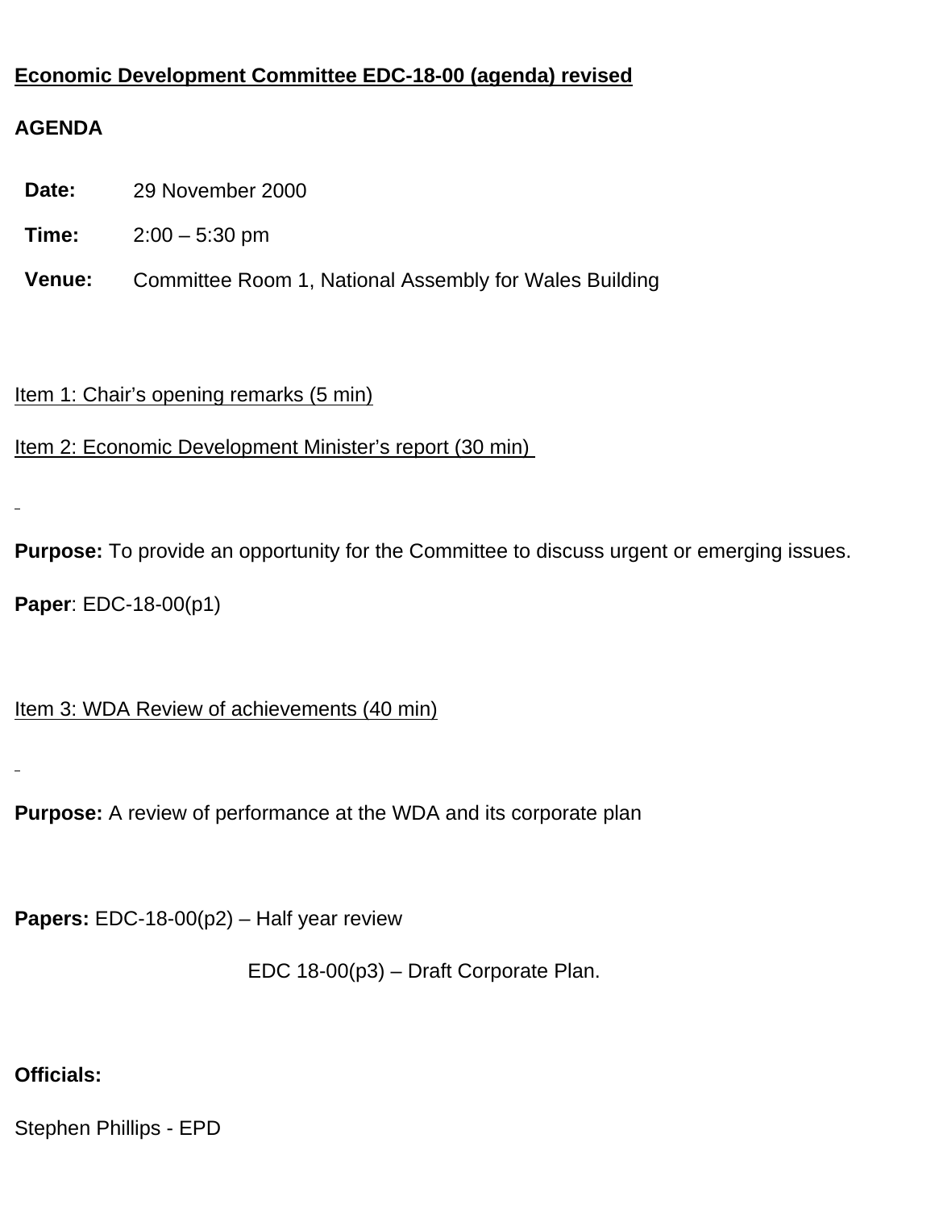**Economic Development Committee EDC-18-00 (agenda) revised**

**AGENDA**

| | |
|---|---|
| **Date:** | 29 November 2000 |
| **Time:** | 2:00 – 5:30 pm |
| **Venue:** | Committee Room 1, National Assembly for Wales Building |

Item 1: Chair's opening remarks (5 min)

Item 2: Economic Development Minister's report (30 min)

**Purpose:** To provide an opportunity for the Committee to discuss urgent or emerging issues.

**Paper**: EDC-18-00(p1)

Item 3: WDA Review of achievements (40 min)

**Purpose:** A review of performance at the WDA and its corporate plan

**Papers:** EDC-18-00(p2) – Half year review

EDC 18-00(p3) – Draft Corporate Plan.

**Officials:**

Stephen Phillips - EPD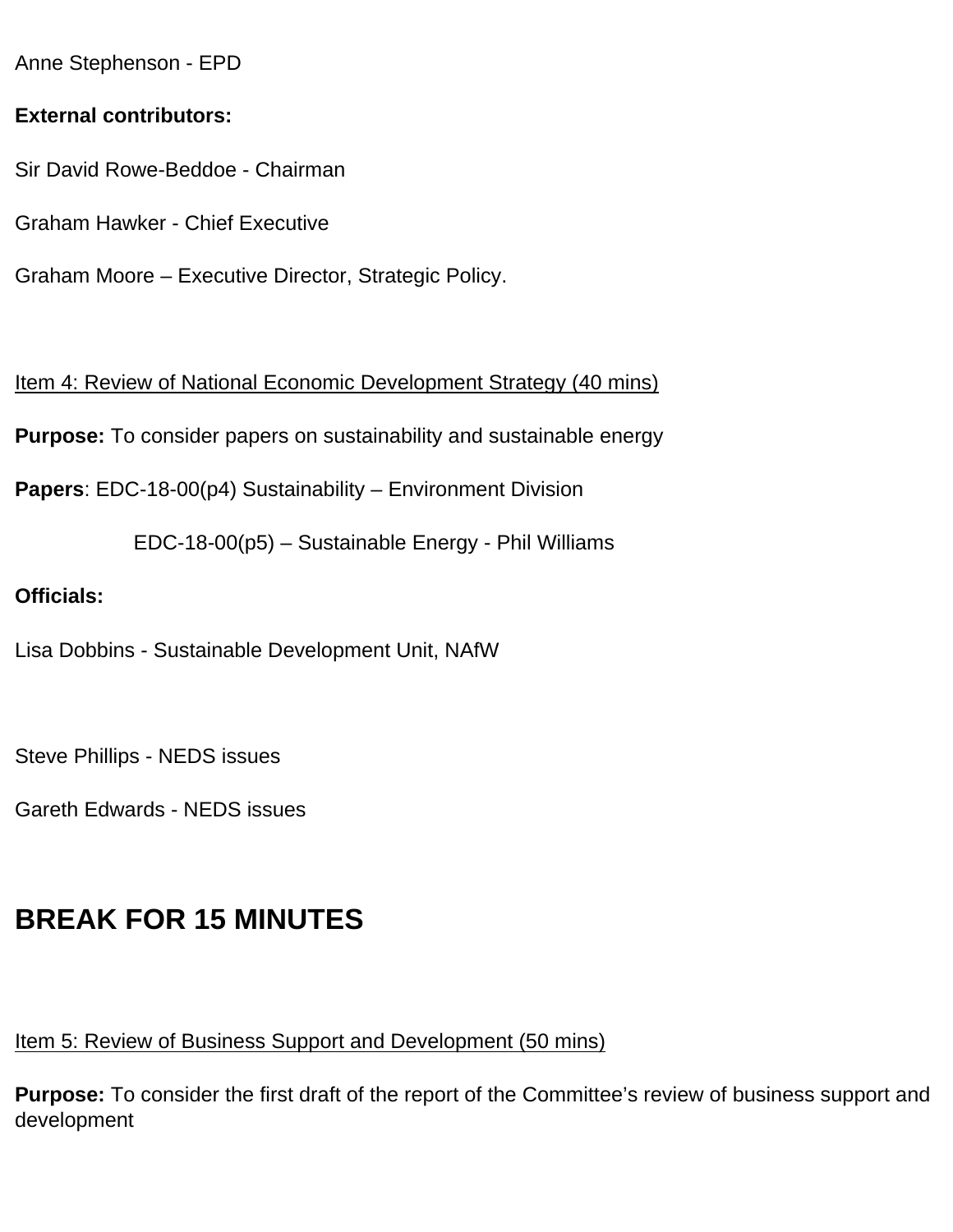Anne Stephenson - EPD

**External contributors:**

Sir David Rowe-Beddoe - Chairman

Graham Hawker - Chief Executive

Graham Moore – Executive Director, Strategic Policy.

Item 4: Review of National Economic Development Strategy (40 mins)

**Purpose:** To consider papers on sustainability and sustainable energy

**Papers**: EDC-18-00(p4) Sustainability – Environment Division

EDC-18-00(p5) – Sustainable Energy - Phil Williams

**Officials:**

Lisa Dobbins - Sustainable Development Unit, NAfW

Steve Phillips - NEDS issues

Gareth Edwards - NEDS issues

## BREAK FOR 15 MINUTES

Item 5: Review of Business Support and Development (50 mins)

**Purpose:** To consider the first draft of the report of the Committee's review of business support and development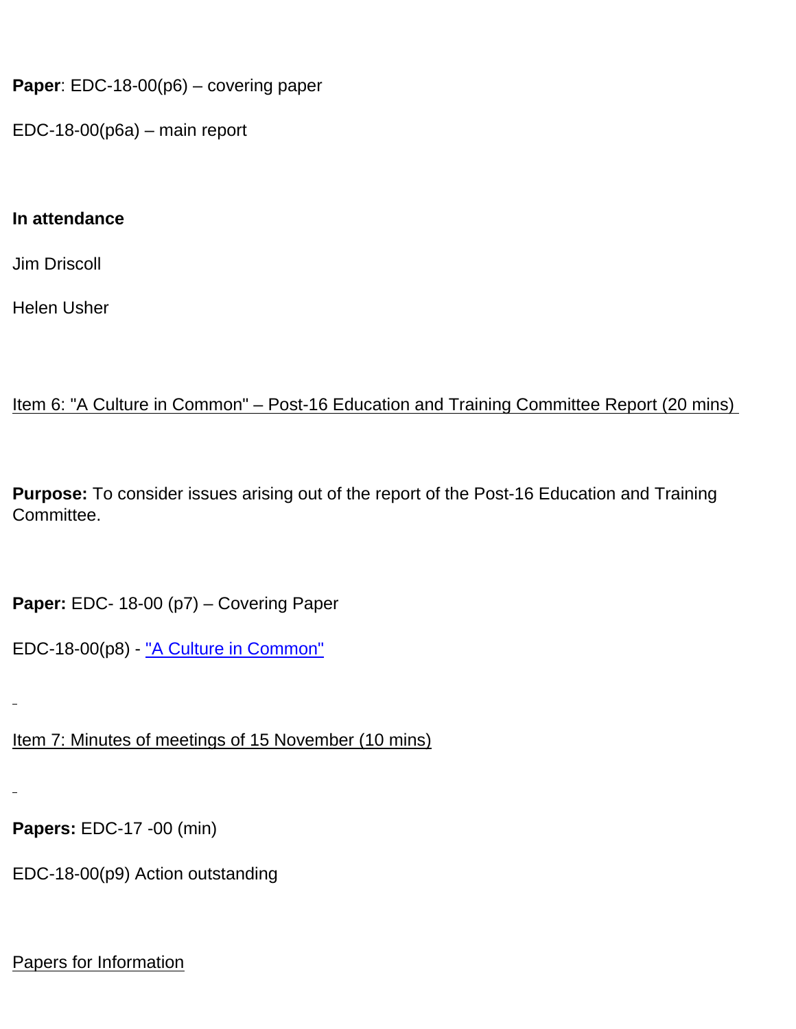**Paper**: EDC-18-00(p6) – covering paper

EDC-18-00(p6a) – main report

**In attendance**

Jim Driscoll

Helen Usher

Item 6: "A Culture in Common" – Post-16 Education and Training Committee Report (20 mins)

**Purpose:** To consider issues arising out of the report of the Post-16 Education and Training Committee.

**Paper:** EDC- 18-00 (p7) – Covering Paper

EDC-18-00(p8) - "A Culture in Common"

Item 7: Minutes of meetings of 15 November (10 mins)

**Papers:** EDC-17 -00 (min)

EDC-18-00(p9) Action outstanding

Papers for Information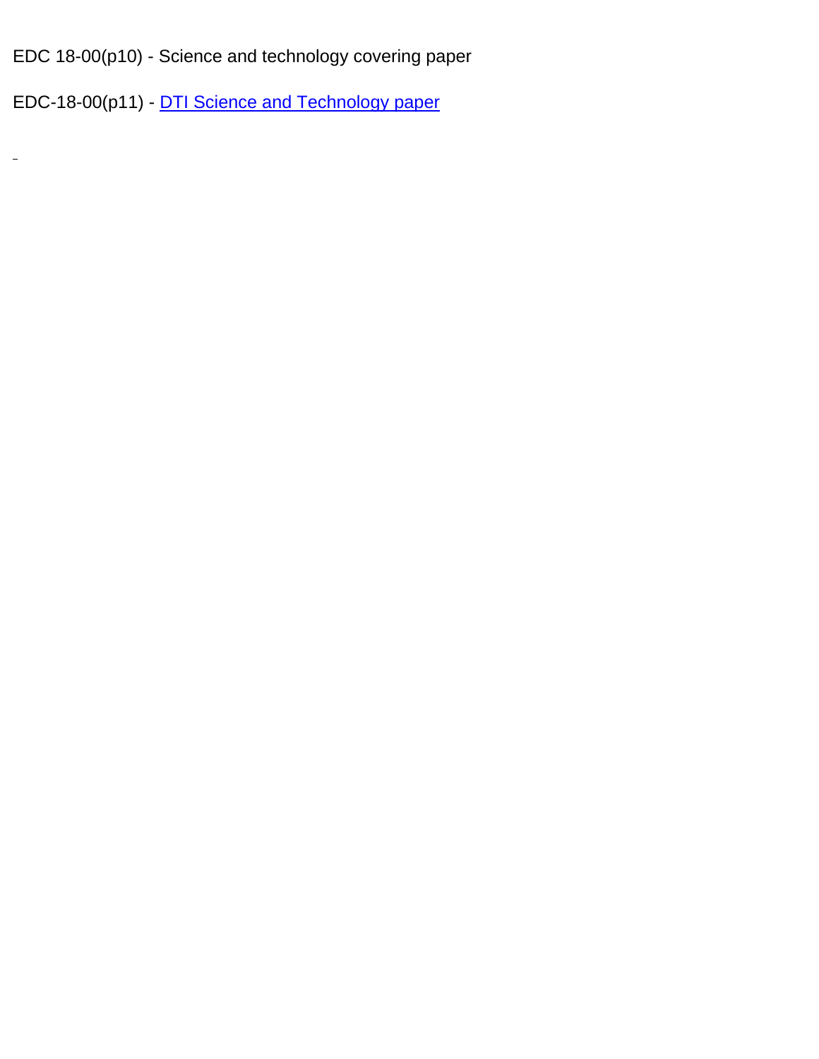EDC 18-00(p10) - Science and technology covering paper

EDC-18-00(p11) - DTI Science and Technology paper